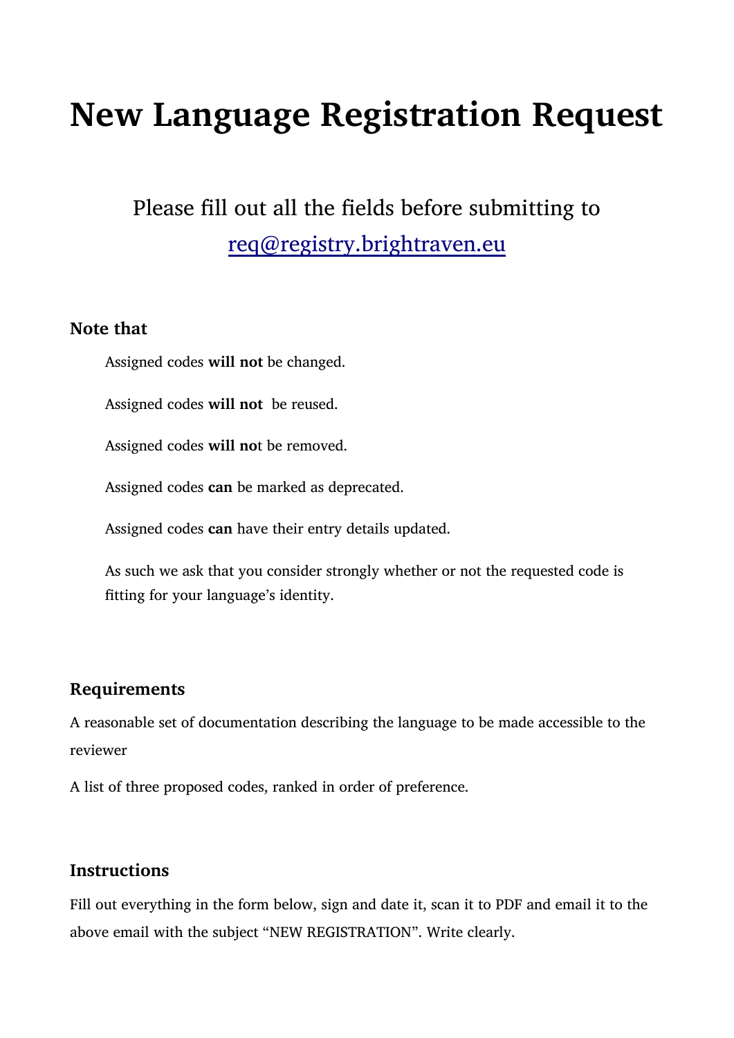# New Language Registration Request

Please fill out all the fields before submitting to
req@registry.brightraven.eu

### Note that

Assigned codes **will not** be changed.

Assigned codes **will not** be reused.

Assigned codes **will not** be removed.

Assigned codes **can** be marked as deprecated.

Assigned codes **can** have their entry details updated.

As such we ask that you consider strongly whether or not the requested code is fitting for your language's identity.

### Requirements

A reasonable set of documentation describing the language to be made accessible to the reviewer

A list of three proposed codes, ranked in order of preference.

### Instructions

Fill out everything in the form below, sign and date it, scan it to PDF and email it to the above email with the subject "NEW REGISTRATION". Write clearly.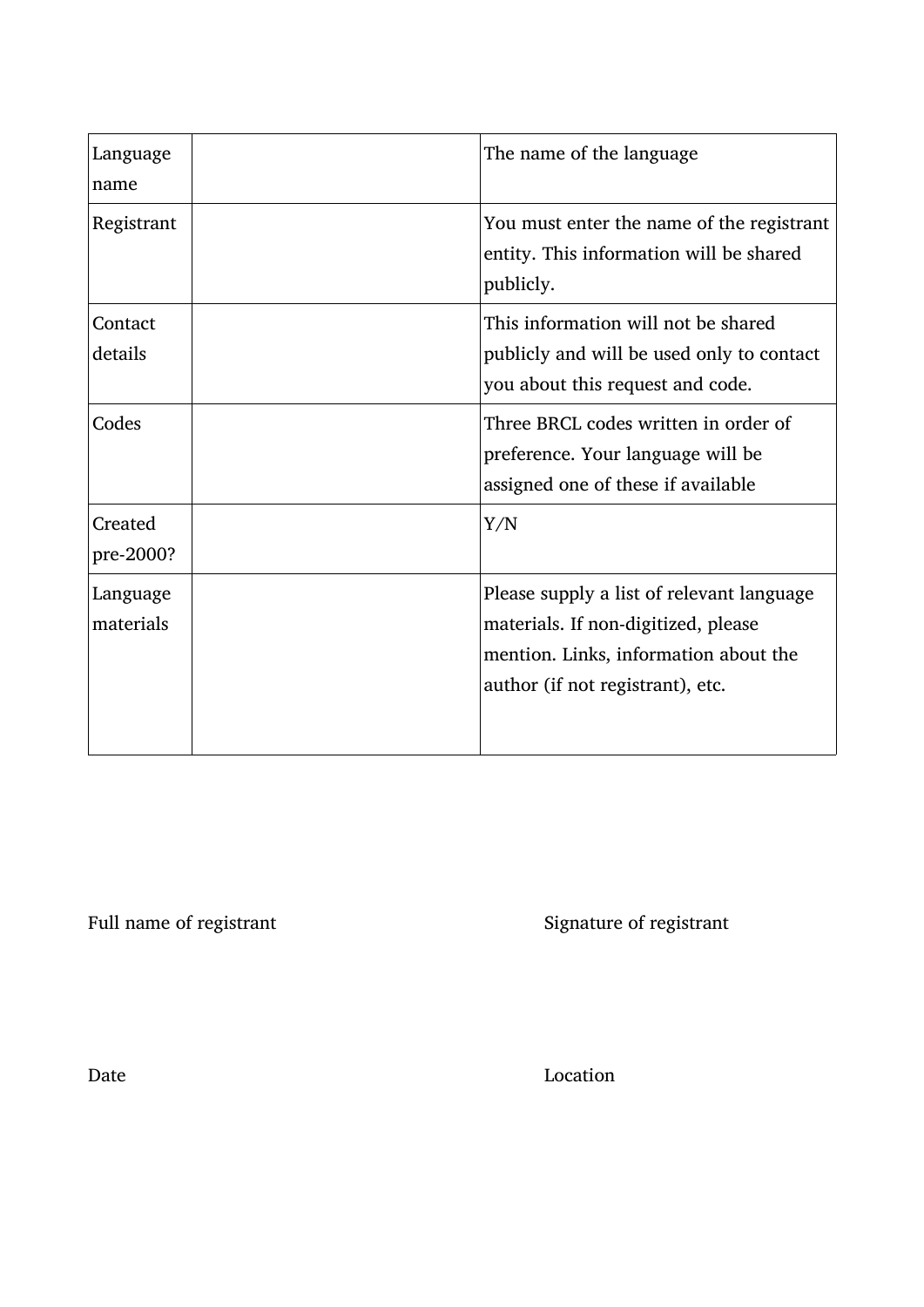| | | |
|---|---|---|
| Language name | | The name of the language |
| Registrant | | You must enter the name of the registrant entity. This information will be shared publicly. |
| Contact details | | This information will not be shared publicly and will be used only to contact you about this request and code. |
| Codes | | Three BRCL codes written in order of preference. Your language will be assigned one of these if available |
| Created pre-2000? | | Y/N |
| Language materials | | Please supply a list of relevant language materials. If non-digitized, please mention. Links, information about the author (if not registrant), etc. |

Full name of registrant

Signature of registrant

Date

Location